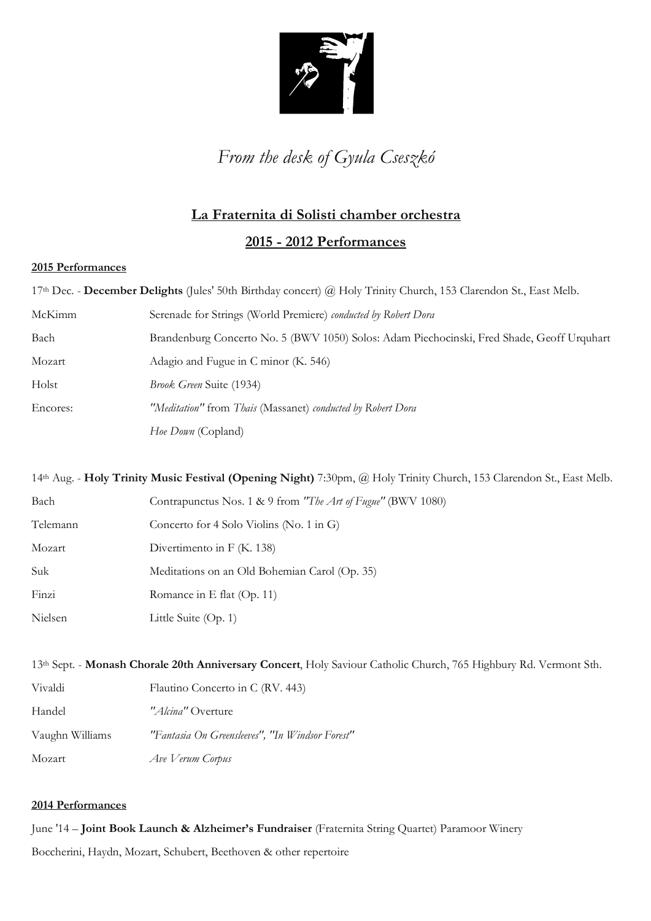*From the desk of Gyula Cseszkó*

## La Fraternita di Solisti chamber orchestra

## 2015 - 2012 Performances

### 2015 Performances

17th Dec. - **December Delights** (Jules' 50th Birthday concert) @ Holy Trinity Church, 153 Clarendon St., East Melb.

| | |
|---|---|
| McKimm | Serenade for Strings (World Premiere) *conducted by Robert Dora* |
| Bach | Brandenburg Concerto No. 5 (BWV 1050) Solos: Adam Piechocinski, Fred Shade, Geoff Urquhart |
| Mozart | Adagio and Fugue in C minor (K. 546) |
| Holst | *Brook Green* Suite (1934) |
| Encores: | *"Meditation"* from *Thais* (Massanet) *conducted by Robert Dora* |
| | *Hoe Down* (Copland) |

14th Aug. - **Holy Trinity Music Festival (Opening Night)** 7:30pm, @ Holy Trinity Church, 153 Clarendon St., East Melb.

| | |
|---|---|
| Bach | Contrapunctus Nos. 1 & 9 from *"The Art of Fugue"* (BWV 1080) |
| Telemann | Concerto for 4 Solo Violins (No. 1 in G) |
| Mozart | Divertimento in F (K. 138) |
| Suk | Meditations on an Old Bohemian Carol (Op. 35) |
| Finzi | Romance in E flat (Op. 11) |
| Nielsen | Little Suite (Op. 1) |

13th Sept. - **Monash Chorale 20th Anniversary Concert**, Holy Saviour Catholic Church, 765 Highbury Rd. Vermont Sth.

| | |
|---|---|
| Vivaldi | Flautino Concerto in C (RV. 443) |
| Handel | *"Alcina"* Overture |
| Vaughn Williams | *"Fantasia On Greensleeves", "In Windsor Forest"* |
| Mozart | *Ave Verum Corpus* |

### 2014 Performances

June '14 – **Joint Book Launch & Alzheimer's Fundraiser** (Fraternita String Quartet) Paramoor Winery

Boccherini, Haydn, Mozart, Schubert, Beethoven & other repertoire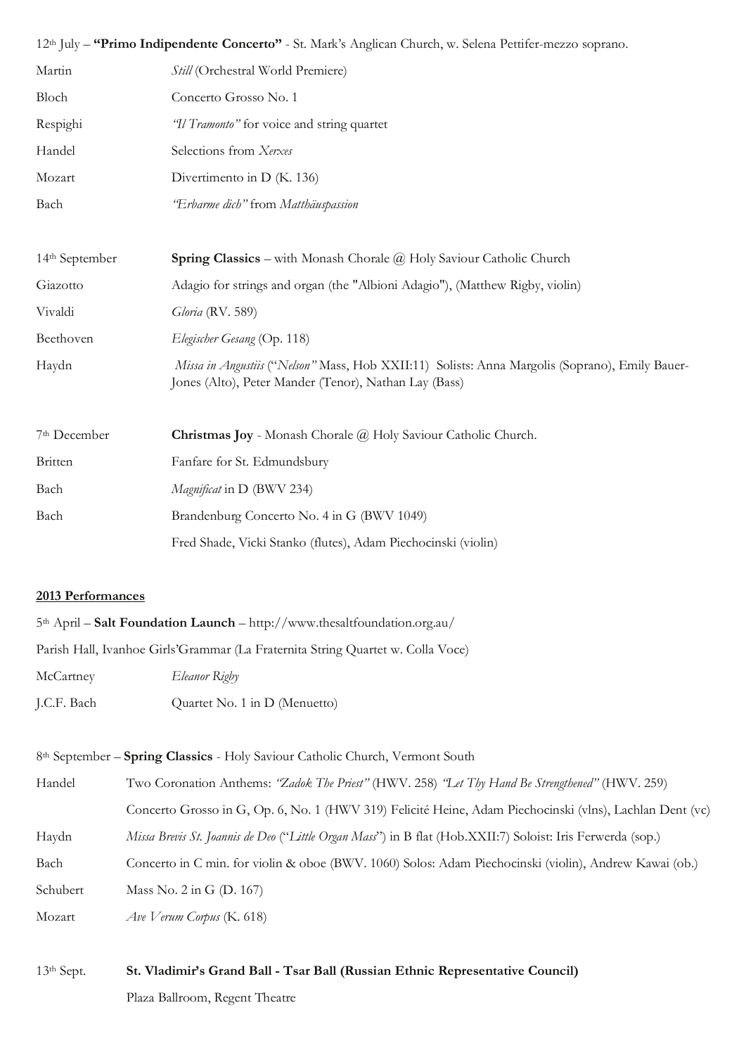12th July – **"Primo Indipendente Concerto"** - St. Mark's Anglican Church, w. Selena Pettifer-mezzo soprano.

| | |
|---|---|
| Martin | *Still* (Orchestral World Premiere) |
| Bloch | Concerto Grosso No. 1 |
| Respighi | *"Il Tramonto"* for voice and string quartet |
| Handel | Selections from *Xerxes* |
| Mozart | Divertimento in D (K. 136) |
| Bach | *"Erbarme dich"* from *Matthäuspassion* |

| | |
|---|---|
| 14th September | **Spring Classics** – with Monash Chorale @ Holy Saviour Catholic Church |
| Giazotto | Adagio for strings and organ (the "Albioni Adagio"), (Matthew Rigby, violin) |
| Vivaldi | *Gloria* (RV. 589) |
| Beethoven | *Elegischer Gesang* (Op. 118) |
| Haydn | *Missa in Angustiis* ("*Nelson"* Mass, Hob XXII:11) Solists: Anna Margolis (Soprano), Emily Bauer-Jones (Alto), Peter Mander (Tenor), Nathan Lay (Bass) |

| | |
|---|---|
| 7th December | **Christmas Joy** - Monash Chorale @ Holy Saviour Catholic Church. |
| Britten | Fanfare for St. Edmundsbury |
| Bach | *Magnificat* in D (BWV 234) |
| Bach | Brandenburg Concerto No. 4 in G (BWV 1049) |
| | Fred Shade, Vicki Stanko (flutes), Adam Piechocinski (violin) |

**2013 Performances**

5th April – **Salt Foundation Launch** – http://www.thesaltfoundation.org.au/

Parish Hall, Ivanhoe Girls'Grammar (La Fraternita String Quartet w. Colla Voce)

| | |
|---|---|
| McCartney | *Eleanor Rigby* |
| J.C.F. Bach | Quartet No. 1 in D (Menuetto) |

8th September – **Spring Classics** - Holy Saviour Catholic Church, Vermont South

| | |
|---|---|
| Handel | Two Coronation Anthems: *"Zadok The Priest"* (HWV. 258) *"Let Thy Hand Be Strengthened"* (HWV. 259) |
| | Concerto Grosso in G, Op. 6, No. 1 (HWV 319) Felicité Heine, Adam Piechocinski (vlns), Lachlan Dent (vc) |
| Haydn | *Missa Brevis St. Joannis de Deo* ("*Little Organ Mass*") in B flat (Hob.XXII:7) Soloist: Iris Ferwerda (sop.) |
| Bach | Concerto in C min. for violin & oboe (BWV. 1060) Solos: Adam Piechocinski (violin), Andrew Kawai (ob.) |
| Schubert | Mass No. 2 in G (D. 167) |
| Mozart | *Ave Verum Corpus* (K. 618) |

13th Sept. **St. Vladimir's Grand Ball - Tsar Ball (Russian Ethnic Representative Council)**

Plaza Ballroom, Regent Theatre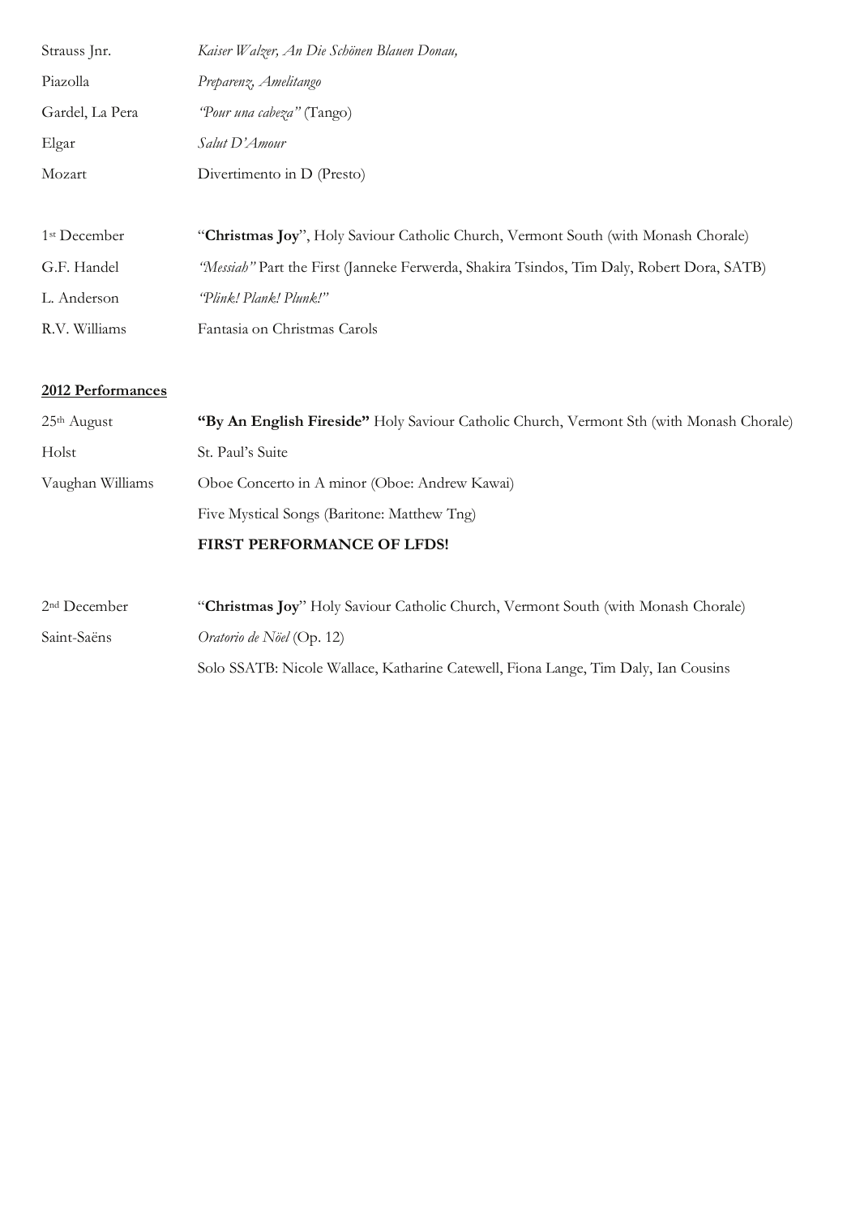| | |
|---|---|
| Strauss Jnr. | *Kaiser Walzer, An Die Schönen Blauen Donau,* |
| Piazolla | *Preparenz, Amelitango* |
| Gardel, La Pera | *"Pour una cabeza"* (Tango) |
| Elgar | *Salut D'Amour* |
| Mozart | Divertimento in D (Presto) |
| | |
| 1st December | "**Christmas Joy**", Holy Saviour Catholic Church, Vermont South (with Monash Chorale) |
| G.F. Handel | *"Messiah"* Part the First (Janneke Ferwerda, Shakira Tsindos, Tim Daly, Robert Dora, SATB) |
| L. Anderson | *"Plink! Plank! Plunk!"* |
| R.V. Williams | Fantasia on Christmas Carols |

**2012 Performances**

| | |
|---|---|
| 25th August | **"By An English Fireside"** Holy Saviour Catholic Church, Vermont Sth (with Monash Chorale) |
| Holst | St. Paul's Suite |
| Vaughan Williams | Oboe Concerto in A minor (Oboe: Andrew Kawai) |
| | Five Mystical Songs (Baritone: Matthew Tng) |
| | **FIRST PERFORMANCE OF LFDS!** |
| | |
| 2nd December | "**Christmas Joy**" Holy Saviour Catholic Church, Vermont South (with Monash Chorale) |
| Saint-Saëns | *Oratorio de Nöel* (Op. 12) |
| | Solo SSATB: Nicole Wallace, Katharine Catewell, Fiona Lange, Tim Daly, Ian Cousins |